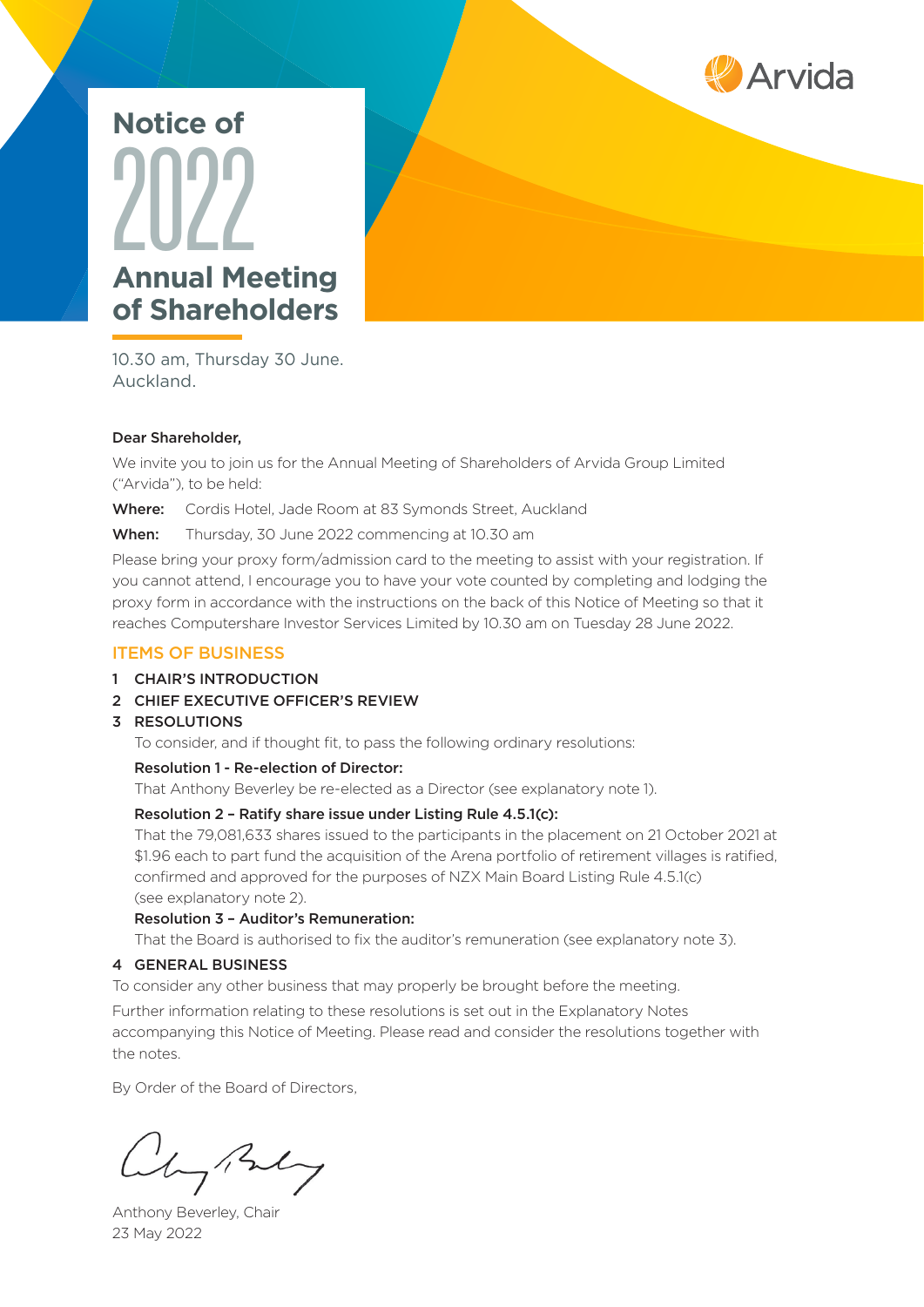Arvida

# Notice of 2022 Annual Meeting of Shareholders

10.30 am, Thursday 30 June.
Auckland.

**Dear Shareholder,**

We invite you to join us for the Annual Meeting of Shareholders of Arvida Group Limited ("Arvida"), to be held:

**Where:** Cordis Hotel, Jade Room at 83 Symonds Street, Auckland

**When:** Thursday, 30 June 2022 commencing at 10.30 am

Please bring your proxy form/admission card to the meeting to assist with your registration. If you cannot attend, I encourage you to have your vote counted by completing and lodging the proxy form in accordance with the instructions on the back of this Notice of Meeting so that it reaches Computershare Investor Services Limited by 10.30 am on Tuesday 28 June 2022.

## ITEMS OF BUSINESS

### 1 CHAIR'S INTRODUCTION

### 2 CHIEF EXECUTIVE OFFICER'S REVIEW

### 3 RESOLUTIONS

To consider, and if thought fit, to pass the following ordinary resolutions:

**Resolution 1 - Re-election of Director:**

That Anthony Beverley be re-elected as a Director (see explanatory note 1).

**Resolution 2 – Ratify share issue under Listing Rule 4.5.1(c):**

That the 79,081,633 shares issued to the participants in the placement on 21 October 2021 at $1.96 each to part fund the acquisition of the Arena portfolio of retirement villages is ratified, confirmed and approved for the purposes of NZX Main Board Listing Rule 4.5.1(c) (see explanatory note 2).

**Resolution 3 – Auditor's Remuneration:**

That the Board is authorised to fix the auditor's remuneration (see explanatory note 3).

### 4 GENERAL BUSINESS

To consider any other business that may properly be brought before the meeting.

Further information relating to these resolutions is set out in the Explanatory Notes accompanying this Notice of Meeting. Please read and consider the resolutions together with the notes.

By Order of the Board of Directors,

Anthony Beverley, Chair
23 May 2022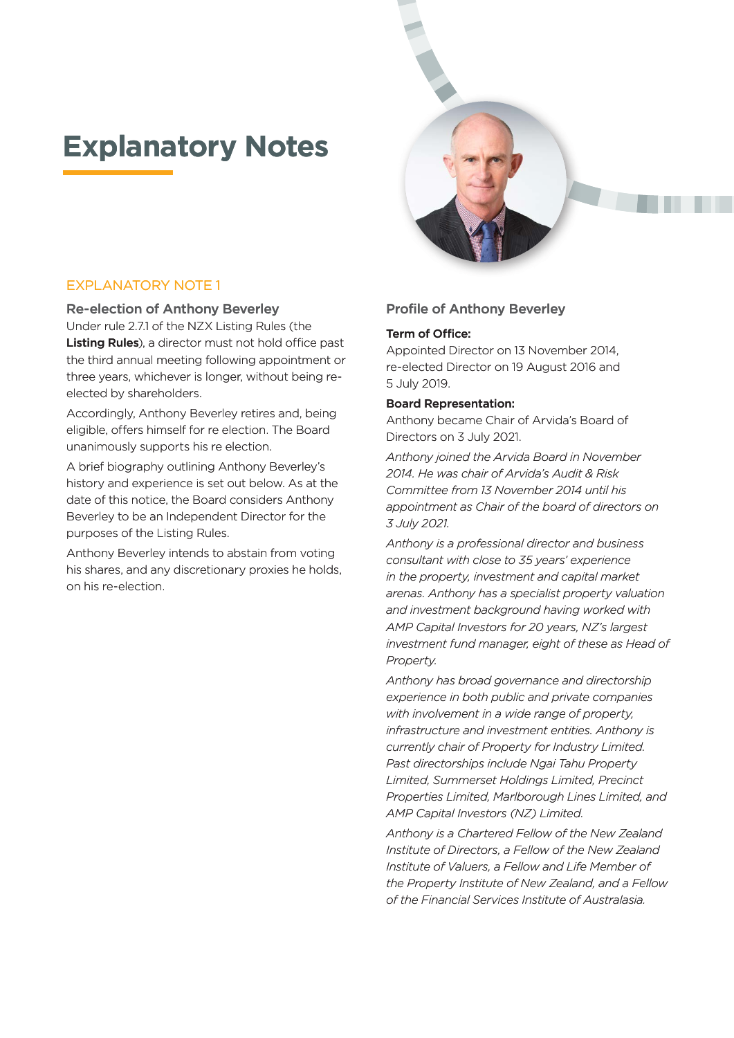# Explanatory Notes

## EXPLANATORY NOTE 1

### Re-election of Anthony Beverley

Under rule 2.7.1 of the NZX Listing Rules (the **Listing Rules**), a director must not hold office past the third annual meeting following appointment or three years, whichever is longer, without being re-elected by shareholders.

Accordingly, Anthony Beverley retires and, being eligible, offers himself for re election. The Board unanimously supports his re election.

A brief biography outlining Anthony Beverley's history and experience is set out below. As at the date of this notice, the Board considers Anthony Beverley to be an Independent Director for the purposes of the Listing Rules.

Anthony Beverley intends to abstain from voting his shares, and any discretionary proxies he holds, on his re-election.

### Profile of Anthony Beverley

**Term of Office:**

Appointed Director on 13 November 2014, re-elected Director on 19 August 2016 and 5 July 2019.

**Board Representation:**

Anthony became Chair of Arvida's Board of Directors on 3 July 2021.

*Anthony joined the Arvida Board in November 2014. He was chair of Arvida's Audit & Risk Committee from 13 November 2014 until his appointment as Chair of the board of directors on 3 July 2021.*

*Anthony is a professional director and business consultant with close to 35 years' experience in the property, investment and capital market arenas. Anthony has a specialist property valuation and investment background having worked with AMP Capital Investors for 20 years, NZ's largest investment fund manager, eight of these as Head of Property.*

*Anthony has broad governance and directorship experience in both public and private companies with involvement in a wide range of property, infrastructure and investment entities. Anthony is currently chair of Property for Industry Limited. Past directorships include Ngai Tahu Property Limited, Summerset Holdings Limited, Precinct Properties Limited, Marlborough Lines Limited, and AMP Capital Investors (NZ) Limited.*

*Anthony is a Chartered Fellow of the New Zealand Institute of Directors, a Fellow of the New Zealand Institute of Valuers, a Fellow and Life Member of the Property Institute of New Zealand, and a Fellow of the Financial Services Institute of Australasia.*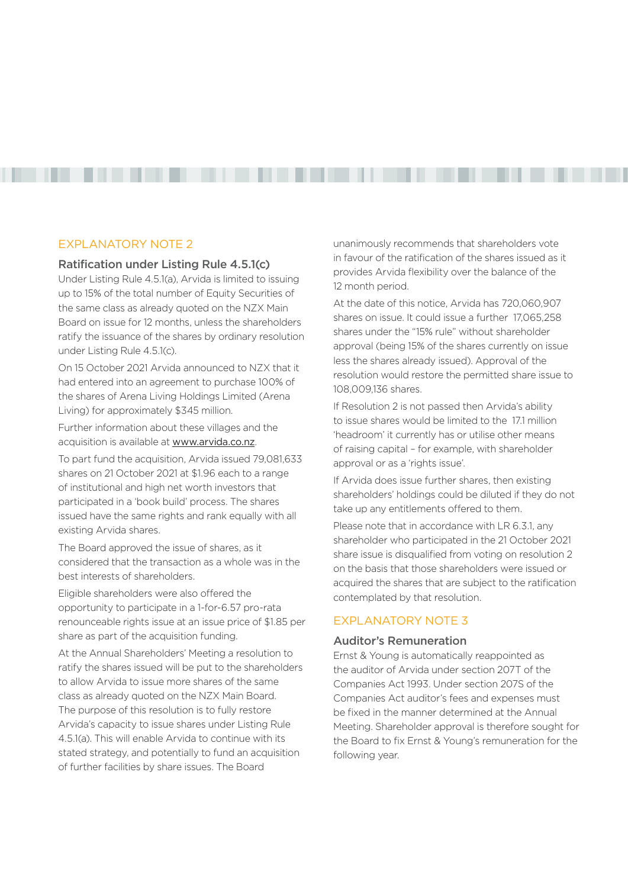## EXPLANATORY NOTE 2

### Ratification under Listing Rule 4.5.1(c)

Under Listing Rule 4.5.1(a), Arvida is limited to issuing up to 15% of the total number of Equity Securities of the same class as already quoted on the NZX Main Board on issue for 12 months, unless the shareholders ratify the issuance of the shares by ordinary resolution under Listing Rule 4.5.1(c).

On 15 October 2021 Arvida announced to NZX that it had entered into an agreement to purchase 100% of the shares of Arena Living Holdings Limited (Arena Living) for approximately $345 million.

Further information about these villages and the acquisition is available at www.arvida.co.nz.

To part fund the acquisition, Arvida issued 79,081,633 shares on 21 October 2021 at $1.96 each to a range of institutional and high net worth investors that participated in a 'book build' process. The shares issued have the same rights and rank equally with all existing Arvida shares.

The Board approved the issue of shares, as it considered that the transaction as a whole was in the best interests of shareholders.

Eligible shareholders were also offered the opportunity to participate in a 1-for-6.57 pro-rata renounceable rights issue at an issue price of $1.85 per share as part of the acquisition funding.

At the Annual Shareholders' Meeting a resolution to ratify the shares issued will be put to the shareholders to allow Arvida to issue more shares of the same class as already quoted on the NZX Main Board. The purpose of this resolution is to fully restore Arvida's capacity to issue shares under Listing Rule 4.5.1(a). This will enable Arvida to continue with its stated strategy, and potentially to fund an acquisition of further facilities by share issues. The Board unanimously recommends that shareholders vote in favour of the ratification of the shares issued as it provides Arvida flexibility over the balance of the 12 month period.

At the date of this notice, Arvida has 720,060,907 shares on issue. It could issue a further 17,065,258 shares under the "15% rule" without shareholder approval (being 15% of the shares currently on issue less the shares already issued). Approval of the resolution would restore the permitted share issue to 108,009,136 shares.

If Resolution 2 is not passed then Arvida's ability to issue shares would be limited to the 17.1 million 'headroom' it currently has or utilise other means of raising capital – for example, with shareholder approval or as a 'rights issue'.

If Arvida does issue further shares, then existing shareholders' holdings could be diluted if they do not take up any entitlements offered to them.

Please note that in accordance with LR 6.3.1, any shareholder who participated in the 21 October 2021 share issue is disqualified from voting on resolution 2 on the basis that those shareholders were issued or acquired the shares that are subject to the ratification contemplated by that resolution.

## EXPLANATORY NOTE 3

### Auditor's Remuneration

Ernst & Young is automatically reappointed as the auditor of Arvida under section 207T of the Companies Act 1993. Under section 207S of the Companies Act auditor's fees and expenses must be fixed in the manner determined at the Annual Meeting. Shareholder approval is therefore sought for the Board to fix Ernst & Young's remuneration for the following year.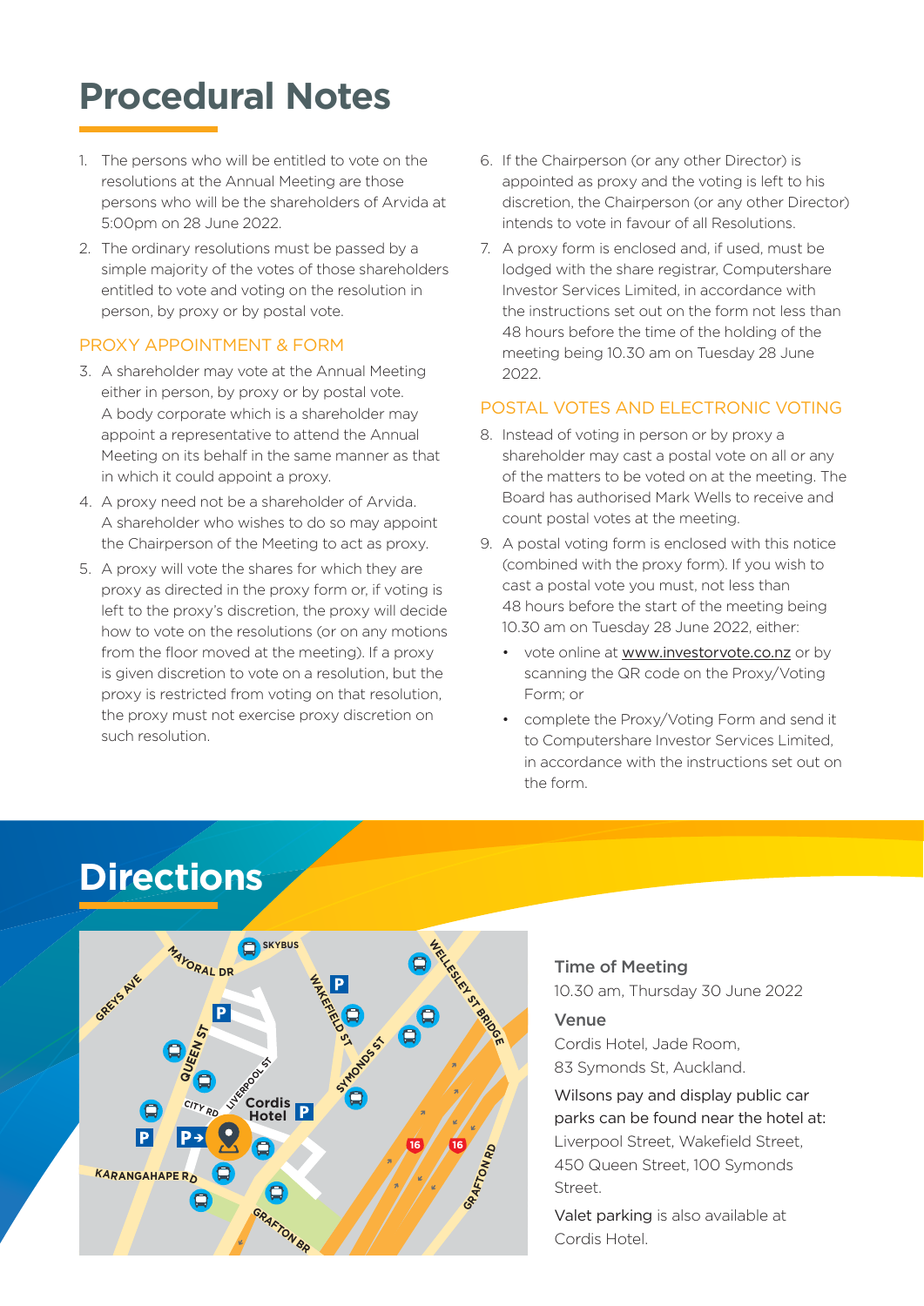# Procedural Notes

1. The persons who will be entitled to vote on the resolutions at the Annual Meeting are those persons who will be the shareholders of Arvida at 5:00pm on 28 June 2022.
2. The ordinary resolutions must be passed by a simple majority of the votes of those shareholders entitled to vote and voting on the resolution in person, by proxy or by postal vote.

## PROXY APPOINTMENT & FORM

3. A shareholder may vote at the Annual Meeting either in person, by proxy or by postal vote. A body corporate which is a shareholder may appoint a representative to attend the Annual Meeting on its behalf in the same manner as that in which it could appoint a proxy.
4. A proxy need not be a shareholder of Arvida. A shareholder who wishes to do so may appoint the Chairperson of the Meeting to act as proxy.
5. A proxy will vote the shares for which they are proxy as directed in the proxy form or, if voting is left to the proxy's discretion, the proxy will decide how to vote on the resolutions (or on any motions from the floor moved at the meeting). If a proxy is given discretion to vote on a resolution, but the proxy is restricted from voting on that resolution, the proxy must not exercise proxy discretion on such resolution.
6. If the Chairperson (or any other Director) is appointed as proxy and the voting is left to his discretion, the Chairperson (or any other Director) intends to vote in favour of all Resolutions.
7. A proxy form is enclosed and, if used, must be lodged with the share registrar, Computershare Investor Services Limited, in accordance with the instructions set out on the form not less than 48 hours before the time of the holding of the meeting being 10.30 am on Tuesday 28 June 2022.

## POSTAL VOTES AND ELECTRONIC VOTING

8. Instead of voting in person or by proxy a shareholder may cast a postal vote on all or any of the matters to be voted on at the meeting. The Board has authorised Mark Wells to receive and count postal votes at the meeting.
9. A postal voting form is enclosed with this notice (combined with the proxy form). If you wish to cast a postal vote you must, not less than 48 hours before the start of the meeting being 10.30 am on Tuesday 28 June 2022, either:
   - vote online at www.investorvote.co.nz or by scanning the QR code on the Proxy/Voting Form; or
   - complete the Proxy/Voting Form and send it to Computershare Investor Services Limited, in accordance with the instructions set out on the form.

# Directions

SKYBUS
MAYORAL DR
GREYS AVE
WAKEFIELD ST
WELLESLEY ST BRIDGE
QUEEN ST
LIVERPOOL ST
SYMONDS ST
CITY RD
Cordis Hotel
KARANGAHAPE RD
GRAFTON BR
GRAFTON RD
16

**Time of Meeting**
10.30 am, Thursday 30 June 2022

**Venue**
Cordis Hotel, Jade Room,
83 Symonds St, Auckland.

Wilsons pay and display public car parks can be found near the hotel at:
Liverpool Street, Wakefield Street, 450 Queen Street, 100 Symonds Street.

Valet parking is also available at Cordis Hotel.